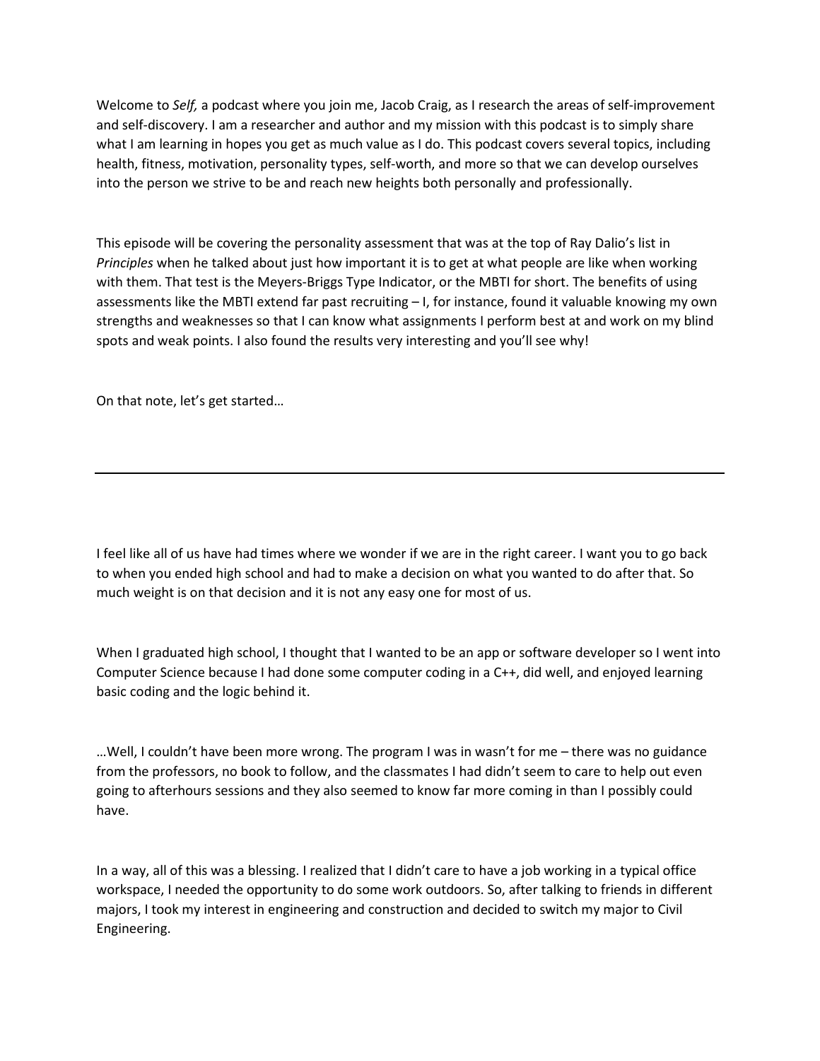Welcome to *Self,* a podcast where you join me, Jacob Craig, as I research the areas of self-improvement and self-discovery. I am a researcher and author and my mission with this podcast is to simply share what I am learning in hopes you get as much value as I do. This podcast covers several topics, including health, fitness, motivation, personality types, self-worth, and more so that we can develop ourselves into the person we strive to be and reach new heights both personally and professionally.

This episode will be covering the personality assessment that was at the top of Ray Dalio's list in *Principles* when he talked about just how important it is to get at what people are like when working with them. That test is the Meyers-Briggs Type Indicator, or the MBTI for short. The benefits of using assessments like the MBTI extend far past recruiting – I, for instance, found it valuable knowing my own strengths and weaknesses so that I can know what assignments I perform best at and work on my blind spots and weak points. I also found the results very interesting and you'll see why!

On that note, let's get started…

---

I feel like all of us have had times where we wonder if we are in the right career. I want you to go back to when you ended high school and had to make a decision on what you wanted to do after that. So much weight is on that decision and it is not any easy one for most of us.

When I graduated high school, I thought that I wanted to be an app or software developer so I went into Computer Science because I had done some computer coding in a C++, did well, and enjoyed learning basic coding and the logic behind it.

…Well, I couldn't have been more wrong. The program I was in wasn't for me – there was no guidance from the professors, no book to follow, and the classmates I had didn't seem to care to help out even going to afterhours sessions and they also seemed to know far more coming in than I possibly could have.

In a way, all of this was a blessing. I realized that I didn't care to have a job working in a typical office workspace, I needed the opportunity to do some work outdoors. So, after talking to friends in different majors, I took my interest in engineering and construction and decided to switch my major to Civil Engineering.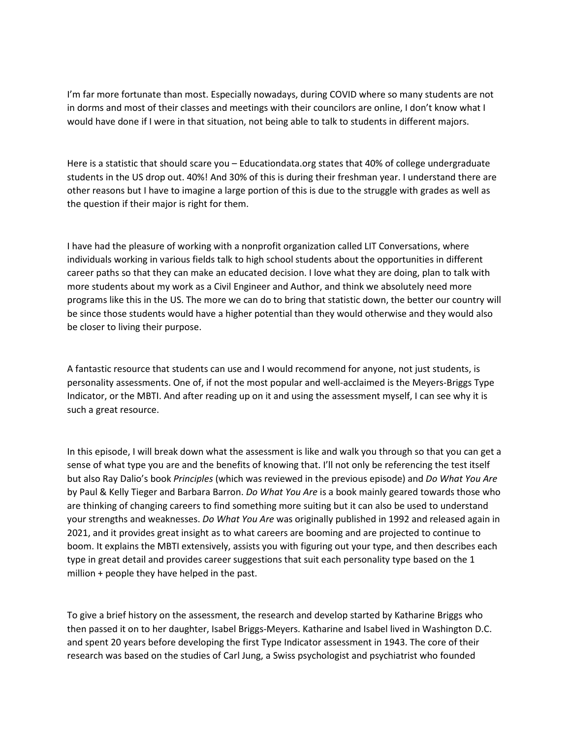I'm far more fortunate than most. Especially nowadays, during COVID where so many students are not in dorms and most of their classes and meetings with their councilors are online, I don't know what I would have done if I were in that situation, not being able to talk to students in different majors.

Here is a statistic that should scare you – Educationdata.org states that 40% of college undergraduate students in the US drop out. 40%! And 30% of this is during their freshman year. I understand there are other reasons but I have to imagine a large portion of this is due to the struggle with grades as well as the question if their major is right for them.

I have had the pleasure of working with a nonprofit organization called LIT Conversations, where individuals working in various fields talk to high school students about the opportunities in different career paths so that they can make an educated decision. I love what they are doing, plan to talk with more students about my work as a Civil Engineer and Author, and think we absolutely need more programs like this in the US. The more we can do to bring that statistic down, the better our country will be since those students would have a higher potential than they would otherwise and they would also be closer to living their purpose.

A fantastic resource that students can use and I would recommend for anyone, not just students, is personality assessments. One of, if not the most popular and well-acclaimed is the Meyers-Briggs Type Indicator, or the MBTI. And after reading up on it and using the assessment myself, I can see why it is such a great resource.

In this episode, I will break down what the assessment is like and walk you through so that you can get a sense of what type you are and the benefits of knowing that. I'll not only be referencing the test itself but also Ray Dalio's book *Principles* (which was reviewed in the previous episode) and *Do What You Are* by Paul & Kelly Tieger and Barbara Barron. *Do What You Are* is a book mainly geared towards those who are thinking of changing careers to find something more suiting but it can also be used to understand your strengths and weaknesses. *Do What You Are* was originally published in 1992 and released again in 2021, and it provides great insight as to what careers are booming and are projected to continue to boom. It explains the MBTI extensively, assists you with figuring out your type, and then describes each type in great detail and provides career suggestions that suit each personality type based on the 1 million + people they have helped in the past.

To give a brief history on the assessment, the research and develop started by Katharine Briggs who then passed it on to her daughter, Isabel Briggs-Meyers. Katharine and Isabel lived in Washington D.C. and spent 20 years before developing the first Type Indicator assessment in 1943. The core of their research was based on the studies of Carl Jung, a Swiss psychologist and psychiatrist who founded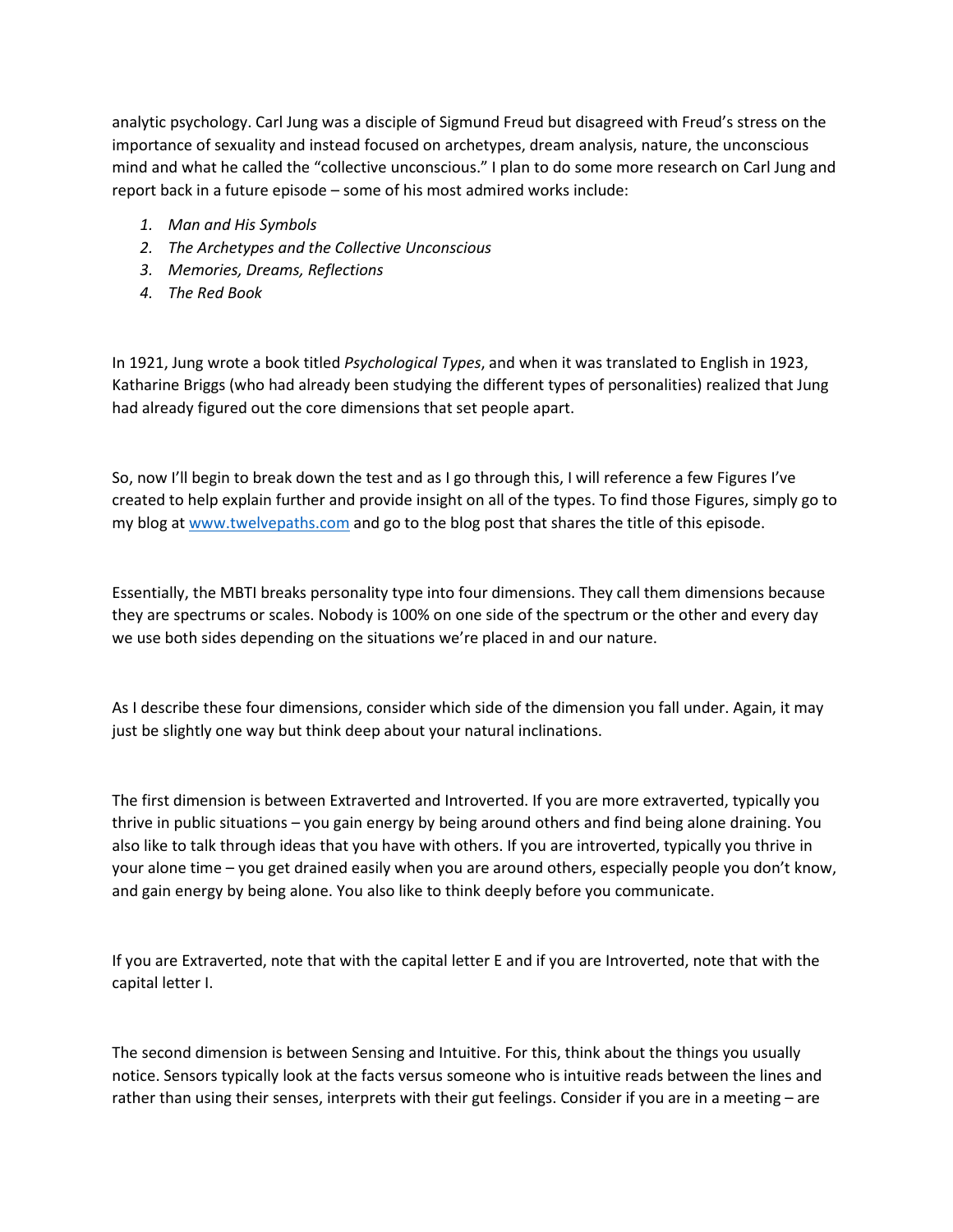analytic psychology. Carl Jung was a disciple of Sigmund Freud but disagreed with Freud's stress on the importance of sexuality and instead focused on archetypes, dream analysis, nature, the unconscious mind and what he called the "collective unconscious." I plan to do some more research on Carl Jung and report back in a future episode – some of his most admired works include:

1. *Man and His Symbols*
2. *The Archetypes and the Collective Unconscious*
3. *Memories, Dreams, Reflections*
4. *The Red Book*

In 1921, Jung wrote a book titled *Psychological Types*, and when it was translated to English in 1923, Katharine Briggs (who had already been studying the different types of personalities) realized that Jung had already figured out the core dimensions that set people apart.

So, now I'll begin to break down the test and as I go through this, I will reference a few Figures I've created to help explain further and provide insight on all of the types. To find those Figures, simply go to my blog at [www.twelvepaths.com](http://www.twelvepaths.com) and go to the blog post that shares the title of this episode.

Essentially, the MBTI breaks personality type into four dimensions. They call them dimensions because they are spectrums or scales. Nobody is 100% on one side of the spectrum or the other and every day we use both sides depending on the situations we're placed in and our nature.

As I describe these four dimensions, consider which side of the dimension you fall under. Again, it may just be slightly one way but think deep about your natural inclinations.

The first dimension is between Extraverted and Introverted. If you are more extraverted, typically you thrive in public situations – you gain energy by being around others and find being alone draining. You also like to talk through ideas that you have with others. If you are introverted, typically you thrive in your alone time – you get drained easily when you are around others, especially people you don't know, and gain energy by being alone. You also like to think deeply before you communicate.

If you are Extraverted, note that with the capital letter E and if you are Introverted, note that with the capital letter I.

The second dimension is between Sensing and Intuitive. For this, think about the things you usually notice. Sensors typically look at the facts versus someone who is intuitive reads between the lines and rather than using their senses, interprets with their gut feelings. Consider if you are in a meeting – are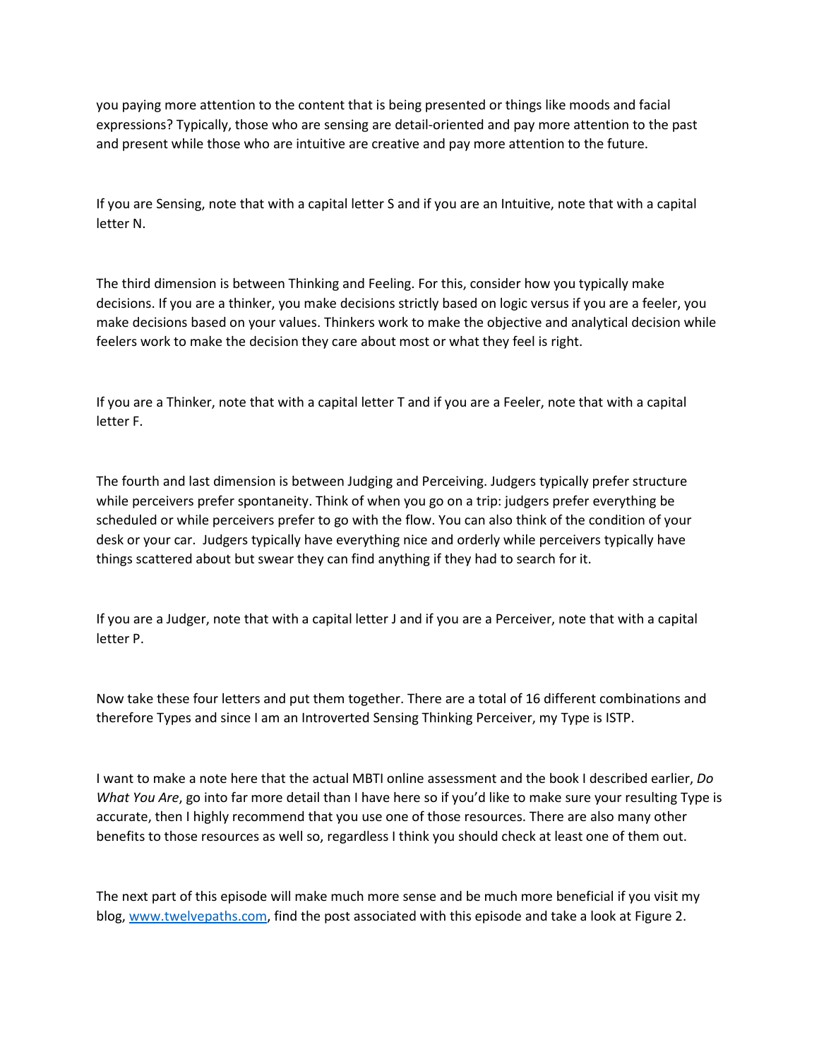you paying more attention to the content that is being presented or things like moods and facial expressions? Typically, those who are sensing are detail-oriented and pay more attention to the past and present while those who are intuitive are creative and pay more attention to the future.

If you are Sensing, note that with a capital letter S and if you are an Intuitive, note that with a capital letter N.

The third dimension is between Thinking and Feeling. For this, consider how you typically make decisions. If you are a thinker, you make decisions strictly based on logic versus if you are a feeler, you make decisions based on your values. Thinkers work to make the objective and analytical decision while feelers work to make the decision they care about most or what they feel is right.

If you are a Thinker, note that with a capital letter T and if you are a Feeler, note that with a capital letter F.

The fourth and last dimension is between Judging and Perceiving. Judgers typically prefer structure while perceivers prefer spontaneity. Think of when you go on a trip: judgers prefer everything be scheduled or while perceivers prefer to go with the flow. You can also think of the condition of your desk or your car. Judgers typically have everything nice and orderly while perceivers typically have things scattered about but swear they can find anything if they had to search for it.

If you are a Judger, note that with a capital letter J and if you are a Perceiver, note that with a capital letter P.

Now take these four letters and put them together. There are a total of 16 different combinations and therefore Types and since I am an Introverted Sensing Thinking Perceiver, my Type is ISTP.

I want to make a note here that the actual MBTI online assessment and the book I described earlier, *Do What You Are*, go into far more detail than I have here so if you'd like to make sure your resulting Type is accurate, then I highly recommend that you use one of those resources. There are also many other benefits to those resources as well so, regardless I think you should check at least one of them out.

The next part of this episode will make much more sense and be much more beneficial if you visit my blog, [www.twelvepaths.com](http://www.twelvepaths.com), find the post associated with this episode and take a look at Figure 2.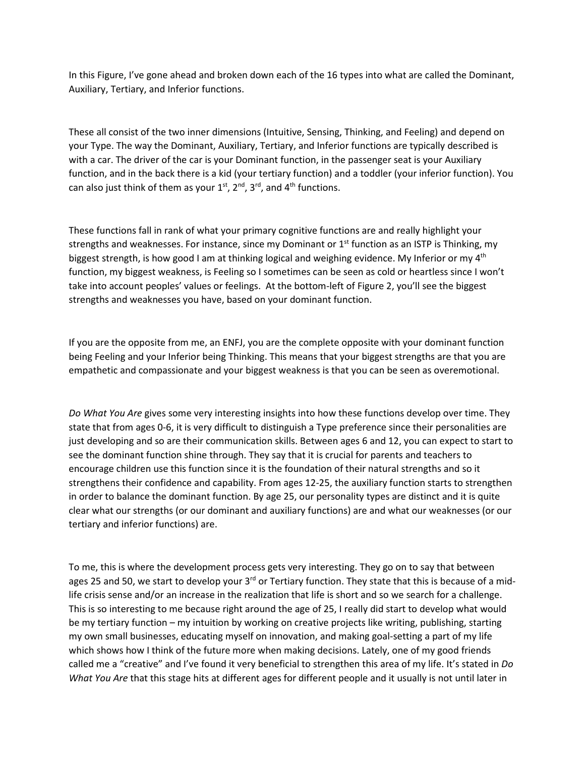In this Figure, I've gone ahead and broken down each of the 16 types into what are called the Dominant, Auxiliary, Tertiary, and Inferior functions.

These all consist of the two inner dimensions (Intuitive, Sensing, Thinking, and Feeling) and depend on your Type. The way the Dominant, Auxiliary, Tertiary, and Inferior functions are typically described is with a car. The driver of the car is your Dominant function, in the passenger seat is your Auxiliary function, and in the back there is a kid (your tertiary function) and a toddler (your inferior function). You can also just think of them as your 1st, 2nd, 3rd, and 4th functions.

These functions fall in rank of what your primary cognitive functions are and really highlight your strengths and weaknesses. For instance, since my Dominant or 1st function as an ISTP is Thinking, my biggest strength, is how good I am at thinking logical and weighing evidence. My Inferior or my 4th function, my biggest weakness, is Feeling so I sometimes can be seen as cold or heartless since I won't take into account peoples' values or feelings. At the bottom-left of Figure 2, you'll see the biggest strengths and weaknesses you have, based on your dominant function.

If you are the opposite from me, an ENFJ, you are the complete opposite with your dominant function being Feeling and your Inferior being Thinking. This means that your biggest strengths are that you are empathetic and compassionate and your biggest weakness is that you can be seen as overemotional.

*Do What You Are* gives some very interesting insights into how these functions develop over time. They state that from ages 0-6, it is very difficult to distinguish a Type preference since their personalities are just developing and so are their communication skills. Between ages 6 and 12, you can expect to start to see the dominant function shine through. They say that it is crucial for parents and teachers to encourage children use this function since it is the foundation of their natural strengths and so it strengthens their confidence and capability. From ages 12-25, the auxiliary function starts to strengthen in order to balance the dominant function. By age 25, our personality types are distinct and it is quite clear what our strengths (or our dominant and auxiliary functions) are and what our weaknesses (or our tertiary and inferior functions) are.

To me, this is where the development process gets very interesting. They go on to say that between ages 25 and 50, we start to develop your 3rd or Tertiary function. They state that this is because of a mid-life crisis sense and/or an increase in the realization that life is short and so we search for a challenge. This is so interesting to me because right around the age of 25, I really did start to develop what would be my tertiary function – my intuition by working on creative projects like writing, publishing, starting my own small businesses, educating myself on innovation, and making goal-setting a part of my life which shows how I think of the future more when making decisions. Lately, one of my good friends called me a "creative" and I've found it very beneficial to strengthen this area of my life. It's stated in *Do What You Are* that this stage hits at different ages for different people and it usually is not until later in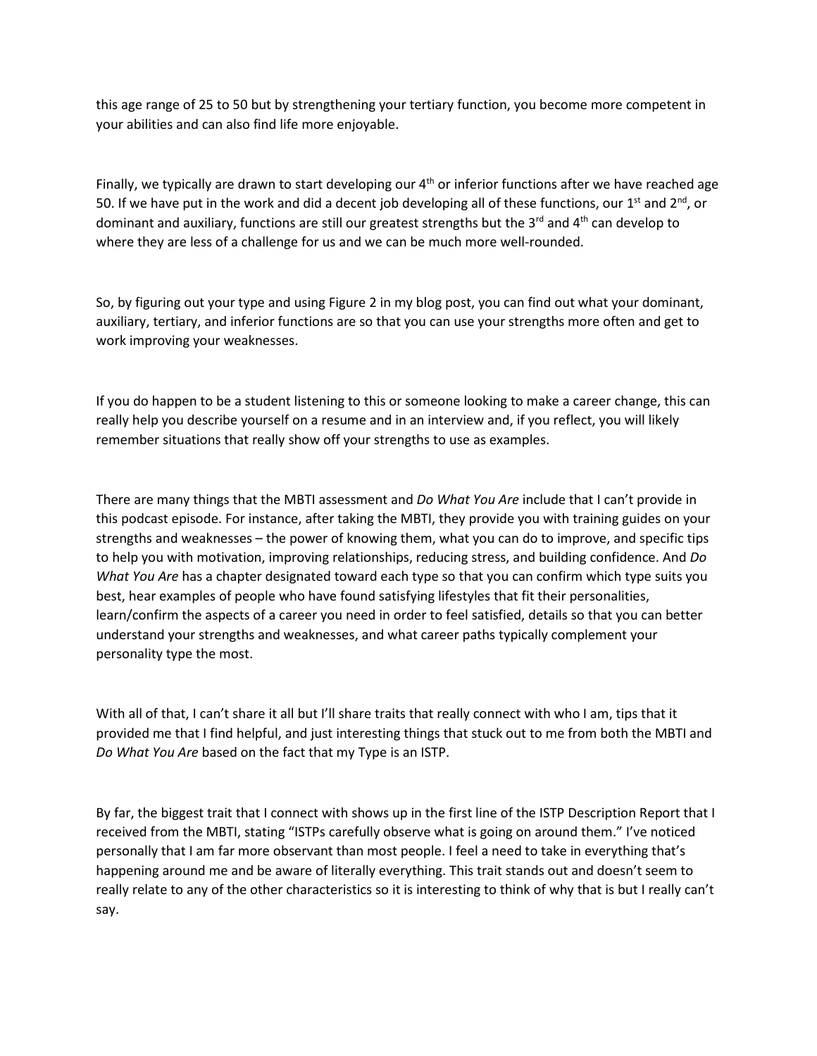this age range of 25 to 50 but by strengthening your tertiary function, you become more competent in your abilities and can also find life more enjoyable.

Finally, we typically are drawn to start developing our 4th or inferior functions after we have reached age 50. If we have put in the work and did a decent job developing all of these functions, our 1st and 2nd, or dominant and auxiliary, functions are still our greatest strengths but the 3rd and 4th can develop to where they are less of a challenge for us and we can be much more well-rounded.

So, by figuring out your type and using Figure 2 in my blog post, you can find out what your dominant, auxiliary, tertiary, and inferior functions are so that you can use your strengths more often and get to work improving your weaknesses.

If you do happen to be a student listening to this or someone looking to make a career change, this can really help you describe yourself on a resume and in an interview and, if you reflect, you will likely remember situations that really show off your strengths to use as examples.

There are many things that the MBTI assessment and *Do What You Are* include that I can't provide in this podcast episode. For instance, after taking the MBTI, they provide you with training guides on your strengths and weaknesses – the power of knowing them, what you can do to improve, and specific tips to help you with motivation, improving relationships, reducing stress, and building confidence. And *Do What You Are* has a chapter designated toward each type so that you can confirm which type suits you best, hear examples of people who have found satisfying lifestyles that fit their personalities, learn/confirm the aspects of a career you need in order to feel satisfied, details so that you can better understand your strengths and weaknesses, and what career paths typically complement your personality type the most.

With all of that, I can't share it all but I'll share traits that really connect with who I am, tips that it provided me that I find helpful, and just interesting things that stuck out to me from both the MBTI and *Do What You Are* based on the fact that my Type is an ISTP.

By far, the biggest trait that I connect with shows up in the first line of the ISTP Description Report that I received from the MBTI, stating "ISTPs carefully observe what is going on around them." I've noticed personally that I am far more observant than most people. I feel a need to take in everything that's happening around me and be aware of literally everything. This trait stands out and doesn't seem to really relate to any of the other characteristics so it is interesting to think of why that is but I really can't say.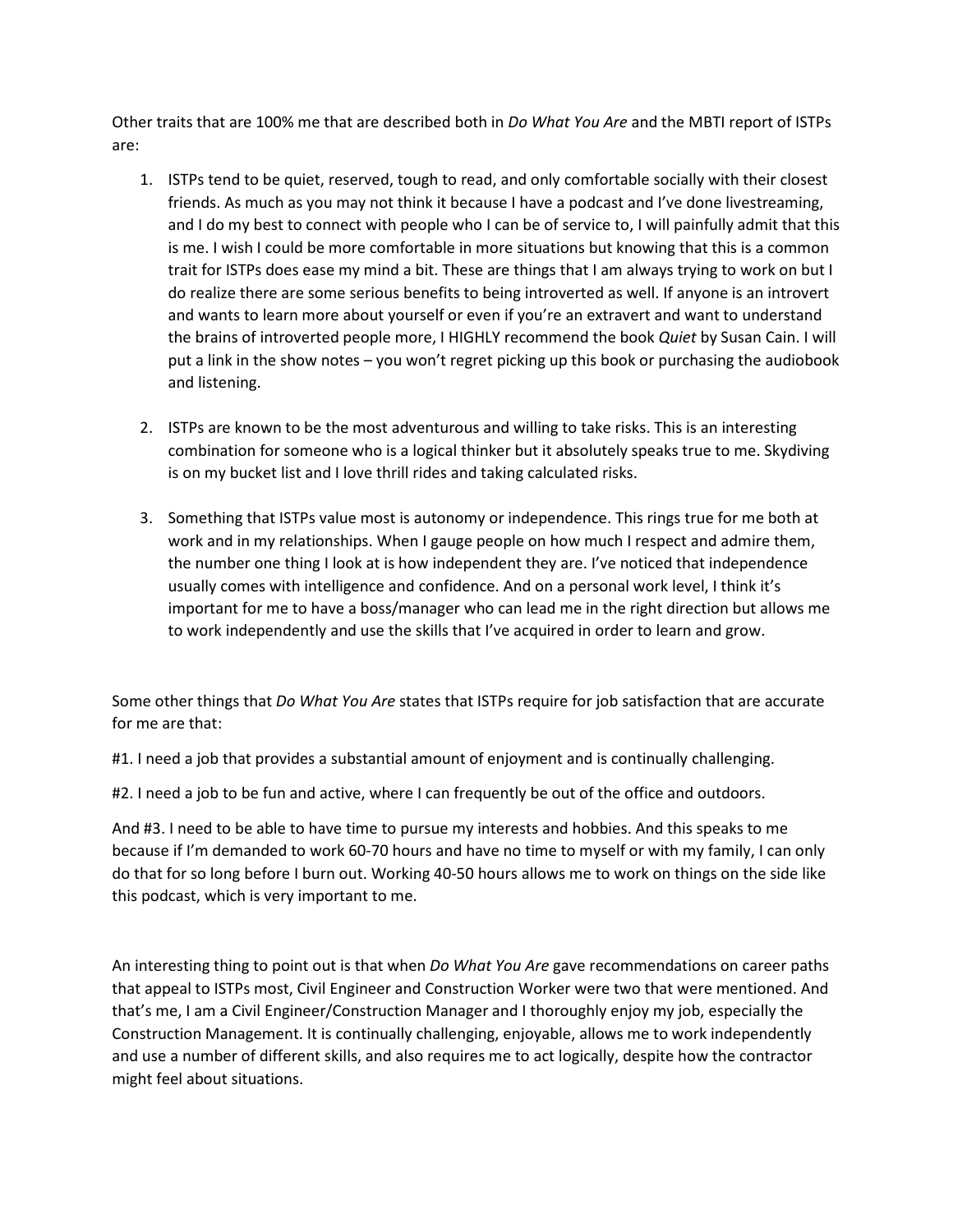Other traits that are 100% me that are described both in *Do What You Are* and the MBTI report of ISTPs are:

1. ISTPs tend to be quiet, reserved, tough to read, and only comfortable socially with their closest friends. As much as you may not think it because I have a podcast and I've done livestreaming, and I do my best to connect with people who I can be of service to, I will painfully admit that this is me. I wish I could be more comfortable in more situations but knowing that this is a common trait for ISTPs does ease my mind a bit. These are things that I am always trying to work on but I do realize there are some serious benefits to being introverted as well. If anyone is an introvert and wants to learn more about yourself or even if you're an extravert and want to understand the brains of introverted people more, I HIGHLY recommend the book *Quiet* by Susan Cain. I will put a link in the show notes – you won't regret picking up this book or purchasing the audiobook and listening.

2. ISTPs are known to be the most adventurous and willing to take risks. This is an interesting combination for someone who is a logical thinker but it absolutely speaks true to me. Skydiving is on my bucket list and I love thrill rides and taking calculated risks.

3. Something that ISTPs value most is autonomy or independence. This rings true for me both at work and in my relationships. When I gauge people on how much I respect and admire them, the number one thing I look at is how independent they are. I've noticed that independence usually comes with intelligence and confidence. And on a personal work level, I think it's important for me to have a boss/manager who can lead me in the right direction but allows me to work independently and use the skills that I've acquired in order to learn and grow.

Some other things that *Do What You Are* states that ISTPs require for job satisfaction that are accurate for me are that:

#1. I need a job that provides a substantial amount of enjoyment and is continually challenging.

#2. I need a job to be fun and active, where I can frequently be out of the office and outdoors.

And #3. I need to be able to have time to pursue my interests and hobbies. And this speaks to me because if I'm demanded to work 60-70 hours and have no time to myself or with my family, I can only do that for so long before I burn out. Working 40-50 hours allows me to work on things on the side like this podcast, which is very important to me.

An interesting thing to point out is that when *Do What You Are* gave recommendations on career paths that appeal to ISTPs most, Civil Engineer and Construction Worker were two that were mentioned. And that's me, I am a Civil Engineer/Construction Manager and I thoroughly enjoy my job, especially the Construction Management. It is continually challenging, enjoyable, allows me to work independently and use a number of different skills, and also requires me to act logically, despite how the contractor might feel about situations.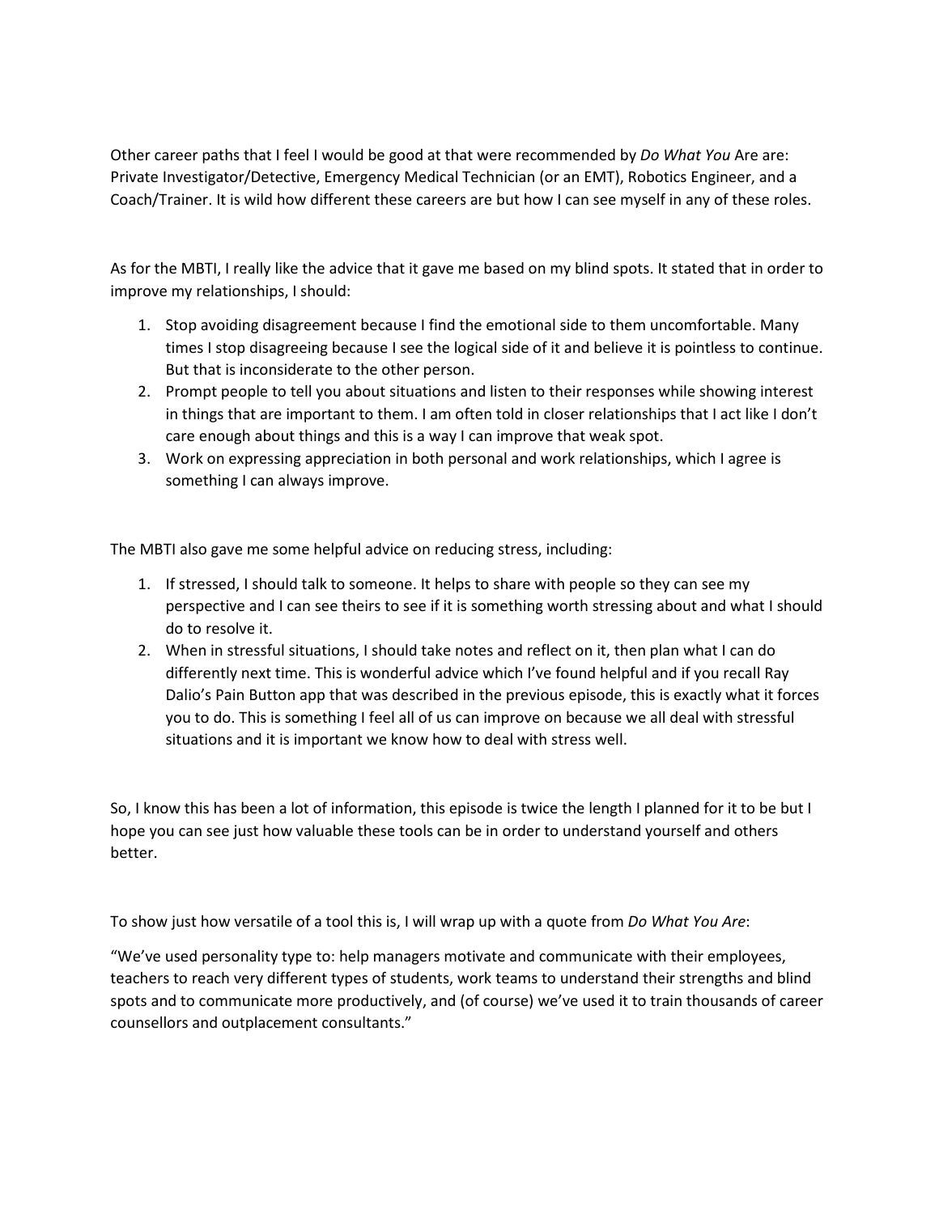Other career paths that I feel I would be good at that were recommended by *Do What You* Are are: Private Investigator/Detective, Emergency Medical Technician (or an EMT), Robotics Engineer, and a Coach/Trainer. It is wild how different these careers are but how I can see myself in any of these roles.

As for the MBTI, I really like the advice that it gave me based on my blind spots. It stated that in order to improve my relationships, I should:

1. Stop avoiding disagreement because I find the emotional side to them uncomfortable. Many times I stop disagreeing because I see the logical side of it and believe it is pointless to continue. But that is inconsiderate to the other person.
2. Prompt people to tell you about situations and listen to their responses while showing interest in things that are important to them. I am often told in closer relationships that I act like I don't care enough about things and this is a way I can improve that weak spot.
3. Work on expressing appreciation in both personal and work relationships, which I agree is something I can always improve.

The MBTI also gave me some helpful advice on reducing stress, including:

1. If stressed, I should talk to someone. It helps to share with people so they can see my perspective and I can see theirs to see if it is something worth stressing about and what I should do to resolve it.
2. When in stressful situations, I should take notes and reflect on it, then plan what I can do differently next time. This is wonderful advice which I've found helpful and if you recall Ray Dalio's Pain Button app that was described in the previous episode, this is exactly what it forces you to do. This is something I feel all of us can improve on because we all deal with stressful situations and it is important we know how to deal with stress well.

So, I know this has been a lot of information, this episode is twice the length I planned for it to be but I hope you can see just how valuable these tools can be in order to understand yourself and others better.

To show just how versatile of a tool this is, I will wrap up with a quote from *Do What You Are*:

"We've used personality type to: help managers motivate and communicate with their employees, teachers to reach very different types of students, work teams to understand their strengths and blind spots and to communicate more productively, and (of course) we've used it to train thousands of career counsellors and outplacement consultants."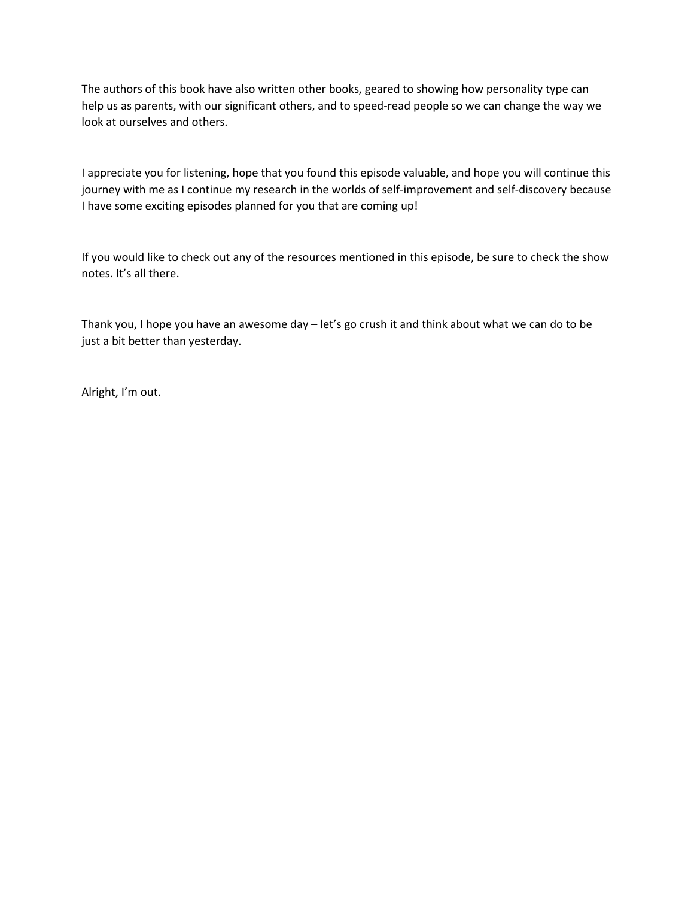The authors of this book have also written other books, geared to showing how personality type can help us as parents, with our significant others, and to speed-read people so we can change the way we look at ourselves and others.

I appreciate you for listening, hope that you found this episode valuable, and hope you will continue this journey with me as I continue my research in the worlds of self-improvement and self-discovery because I have some exciting episodes planned for you that are coming up!

If you would like to check out any of the resources mentioned in this episode, be sure to check the show notes. It's all there.

Thank you, I hope you have an awesome day – let's go crush it and think about what we can do to be just a bit better than yesterday.

Alright, I'm out.